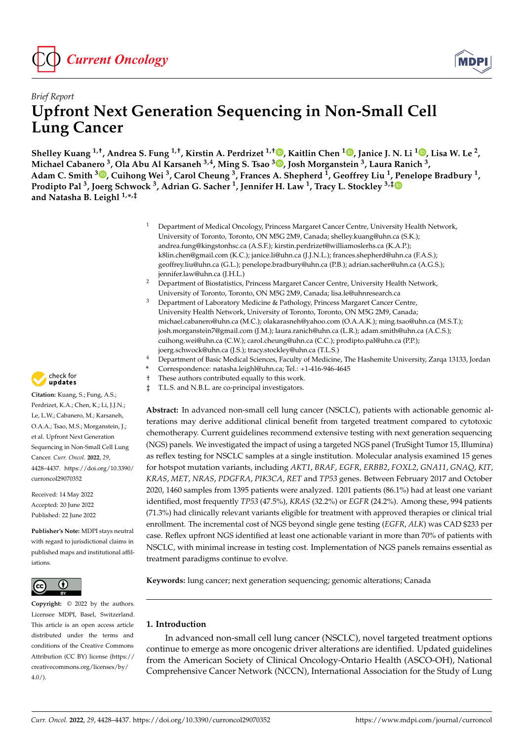*Brief Report*

# Upfront Next Generation Sequencing in Non-Small Cell Lung Cancer

**Shelley Kuang [1,†], Andrea S. Fung [1,†], Kirstin A. Perdrizet [1,†], Kaitlin Chen [1], Janice J. N. Li [1], Lisa W. Le [2], Michael Cabanero [3], Ola Abu Al Karsaneh [3,4], Ming S. Tsao [3], Josh Morganstein [3], Laura Ranich [3], Adam C. Smith [3], Cuihong Wei [3], Carol Cheung [3], Frances A. Shepherd [1], Geoffrey Liu [1], Penelope Bradbury [1], Prodipto Pal [3], Joerg Schwock [3], Adrian G. Sacher [1], Jennifer H. Law [1], Tracy L. Stockley [3,‡] and Natasha B. Leighl [1,*,‡]**

[1] Department of Medical Oncology, Princess Margaret Cancer Centre, University Health Network, University of Toronto, Toronto, ON M5G 2M9, Canada; shelley.kuang@uhn.ca (S.K.); andrea.fung@kingstonhsc.ca (A.S.F.); kirstin.perdrizet@williamoslerhs.ca (K.A.P.); k8lin.chen@gmail.com (K.C.); janice.li@uhn.ca (J.J.N.L.); frances.shepherd@uhn.ca (F.A.S.); geoffrey.liu@uhn.ca (G.L.); penelope.bradbury@uhn.ca (P.B.); adrian.sacher@uhn.ca (A.G.S.); jennifer.law@uhn.ca (J.H.L.)

[2] Department of Biostatistics, Princess Margaret Cancer Centre, University Health Network, University of Toronto, Toronto, ON M5G 2M9, Canada; lisa.le@uhnresearch.ca

[3] Department of Laboratory Medicine & Pathology, Princess Margaret Cancer Centre, University Health Network, University of Toronto, Toronto, ON M5G 2M9, Canada; michael.cabanero@uhn.ca (M.C.); olakarasneh@yahoo.com (O.A.A.K.); ming.tsao@uhn.ca (M.S.T.); josh.morganstein7@gmail.com (J.M.); laura.ranich@uhn.ca (L.R.); adam.smith@uhn.ca (A.C.S.); cuihong.wei@uhn.ca (C.W.); carol.cheung@uhn.ca (C.C.); prodipto.pal@uhn.ca (P.P.); joerg.schwock@uhn.ca (J.S.); tracy.stockley@uhn.ca (T.L.S.)

[4] Department of Basic Medical Sciences, Faculty of Medicine, The Hashemite University, Zarqa 13133, Jordan

\* Correspondence: natasha.leighl@uhn.ca; Tel.: +1-416-946-4645

† These authors contributed equally to this work.

‡ T.L.S. and N.B.L. are co-principal investigators.

**Citation:** Kuang, S.; Fung, A.S.; Perdrizet, K.A.; Chen, K.; Li, J.J.N.; Le, L.W.; Cabanero, M.; Karsaneh, O.A.A.; Tsao, M.S.; Morganstein, J.; et al. Upfront Next Generation Sequencing in Non-Small Cell Lung Cancer. *Curr. Oncol.* **2022**, *29*, 4428–4437. https://doi.org/10.3390/curroncol29070352

Received: 14 May 2022
Accepted: 20 June 2022
Published: 22 June 2022

**Publisher's Note:** MDPI stays neutral with regard to jurisdictional claims in published maps and institutional affiliations.

**Copyright:** © 2022 by the authors. Licensee MDPI, Basel, Switzerland. This article is an open access article distributed under the terms and conditions of the Creative Commons Attribution (CC BY) license (https://creativecommons.org/licenses/by/4.0/).

**Abstract:** In advanced non-small cell lung cancer (NSCLC), patients with actionable genomic alterations may derive additional clinical benefit from targeted treatment compared to cytotoxic chemotherapy. Current guidelines recommend extensive testing with next generation sequencing (NGS) panels. We investigated the impact of using a targeted NGS panel (TruSight Tumor 15, Illumina) as reflex testing for NSCLC samples at a single institution. Molecular analysis examined 15 genes for hotspot mutation variants, including *AKT1*, *BRAF*, *EGFR*, *ERBB2*, *FOXL2*, *GNA11*, *GNAQ*, *KIT*, *KRAS*, *MET*, *NRAS*, *PDGFRA*, *PIK3CA*, *RET* and *TP53* genes. Between February 2017 and October 2020, 1460 samples from 1395 patients were analyzed. 1201 patients (86.1%) had at least one variant identified, most frequently *TP53* (47.5%), *KRAS* (32.2%) or *EGFR* (24.2%). Among these, 994 patients (71.3%) had clinically relevant variants eligible for treatment with approved therapies or clinical trial enrollment. The incremental cost of NGS beyond single gene testing (*EGFR*, *ALK*) was CAD $233 per case. Reflex upfront NGS identified at least one actionable variant in more than 70% of patients with NSCLC, with minimal increase in testing cost. Implementation of NGS panels remains essential as treatment paradigms continue to evolve.

**Keywords:** lung cancer; next generation sequencing; genomic alterations; Canada

## 1. Introduction

In advanced non-small cell lung cancer (NSCLC), novel targeted treatment options continue to emerge as more oncogenic driver alterations are identified. Updated guidelines from the American Society of Clinical Oncology-Ontario Health (ASCO-OH), National Comprehensive Cancer Network (NCCN), International Association for the Study of Lung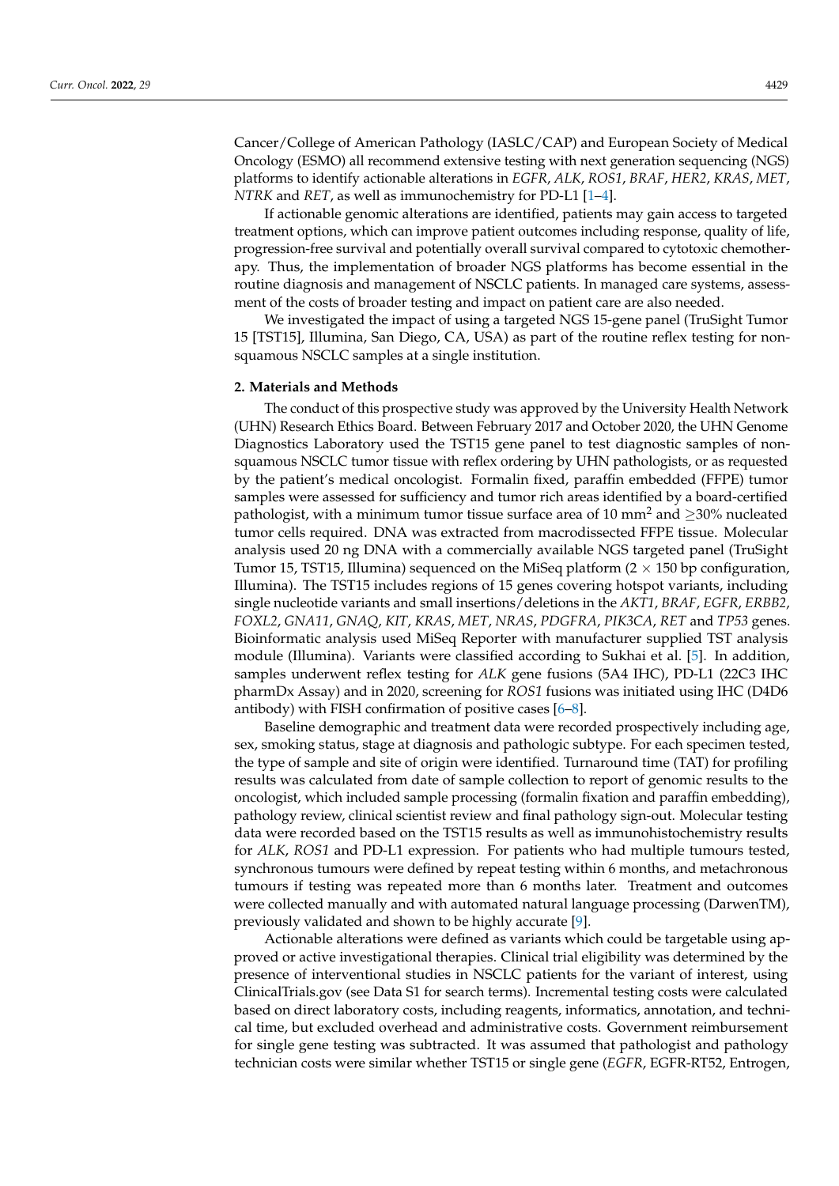Cancer/College of American Pathology (IASLC/CAP) and European Society of Medical Oncology (ESMO) all recommend extensive testing with next generation sequencing (NGS) platforms to identify actionable alterations in *EGFR*, *ALK*, *ROS1*, *BRAF*, *HER2*, *KRAS*, *MET*, *NTRK* and *RET*, as well as immunochemistry for PD-L1 [1–4].

If actionable genomic alterations are identified, patients may gain access to targeted treatment options, which can improve patient outcomes including response, quality of life, progression-free survival and potentially overall survival compared to cytotoxic chemotherapy. Thus, the implementation of broader NGS platforms has become essential in the routine diagnosis and management of NSCLC patients. In managed care systems, assessment of the costs of broader testing and impact on patient care are also needed.

We investigated the impact of using a targeted NGS 15-gene panel (TruSight Tumor 15 [TST15], Illumina, San Diego, CA, USA) as part of the routine reflex testing for non-squamous NSCLC samples at a single institution.

## 2. Materials and Methods

The conduct of this prospective study was approved by the University Health Network (UHN) Research Ethics Board. Between February 2017 and October 2020, the UHN Genome Diagnostics Laboratory used the TST15 gene panel to test diagnostic samples of non-squamous NSCLC tumor tissue with reflex ordering by UHN pathologists, or as requested by the patient's medical oncologist. Formalin fixed, paraffin embedded (FFPE) tumor samples were assessed for sufficiency and tumor rich areas identified by a board-certified pathologist, with a minimum tumor tissue surface area of 10 $mm^2$ and $\geq$30% nucleated tumor cells required. DNA was extracted from macrodissected FFPE tissue. Molecular analysis used 20 ng DNA with a commercially available NGS targeted panel (TruSight Tumor 15, TST15, Illumina) sequenced on the MiSeq platform (2 $\times$ 150 bp configuration, Illumina). The TST15 includes regions of 15 genes covering hotspot variants, including single nucleotide variants and small insertions/deletions in the *AKT1*, *BRAF*, *EGFR*, *ERBB2*, *FOXL2*, *GNA11*, *GNAQ*, *KIT*, *KRAS*, *MET*, *NRAS*, *PDGFRA*, *PIK3CA*, *RET* and *TP53* genes. Bioinformatic analysis used MiSeq Reporter with manufacturer supplied TST analysis module (Illumina). Variants were classified according to Sukhai et al. [5]. In addition, samples underwent reflex testing for *ALK* gene fusions (5A4 IHC), PD-L1 (22C3 IHC pharmDx Assay) and in 2020, screening for *ROS1* fusions was initiated using IHC (D4D6 antibody) with FISH confirmation of positive cases [6–8].

Baseline demographic and treatment data were recorded prospectively including age, sex, smoking status, stage at diagnosis and pathologic subtype. For each specimen tested, the type of sample and site of origin were identified. Turnaround time (TAT) for profiling results was calculated from date of sample collection to report of genomic results to the oncologist, which included sample processing (formalin fixation and paraffin embedding), pathology review, clinical scientist review and final pathology sign-out. Molecular testing data were recorded based on the TST15 results as well as immunohistochemistry results for *ALK*, *ROS1* and PD-L1 expression. For patients who had multiple tumours tested, synchronous tumours were defined by repeat testing within 6 months, and metachronous tumours if testing was repeated more than 6 months later. Treatment and outcomes were collected manually and with automated natural language processing (DarwenTM), previously validated and shown to be highly accurate [9].

Actionable alterations were defined as variants which could be targetable using approved or active investigational therapies. Clinical trial eligibility was determined by the presence of interventional studies in NSCLC patients for the variant of interest, using ClinicalTrials.gov (see Data S1 for search terms). Incremental testing costs were calculated based on direct laboratory costs, including reagents, informatics, annotation, and technical time, but excluded overhead and administrative costs. Government reimbursement for single gene testing was subtracted. It was assumed that pathologist and pathology technician costs were similar whether TST15 or single gene (*EGFR*, EGFR-RT52, Entrogen,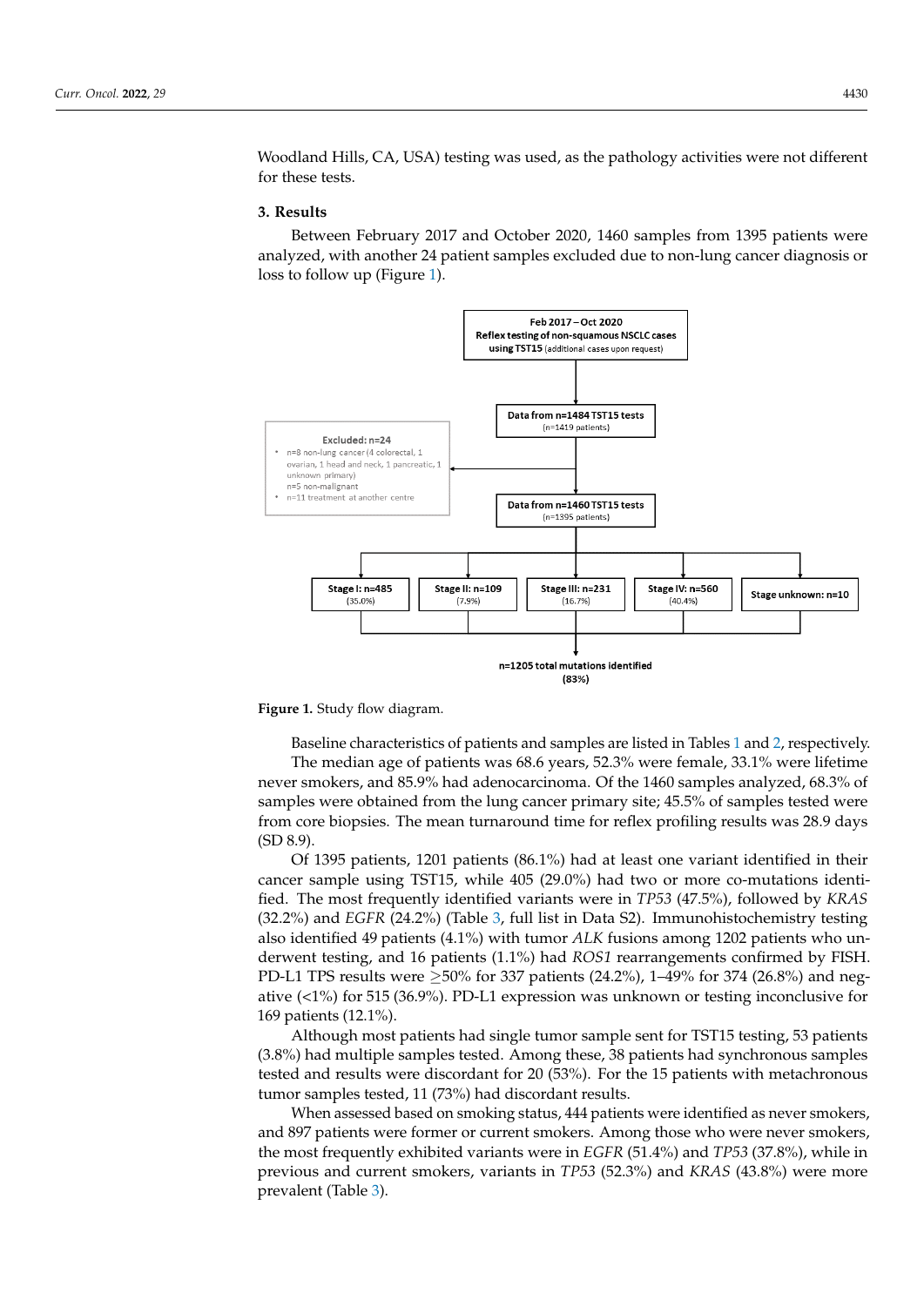Woodland Hills, CA, USA) testing was used, as the pathology activities were not different for these tests.

## 3. Results

Between February 2017 and October 2020, 1460 samples from 1395 patients were analyzed, with another 24 patient samples excluded due to non-lung cancer diagnosis or loss to follow up (Figure 1).

Feb 2017 – Oct 2020
**Reflex testing of non-squamous NSCLC cases using TST15** (additional cases upon request)

**Data from n=1484 TST15 tests** (n=1419 patients)

**Excluded: n=24**
- n=8 non-lung cancer (4 colorectal, 1 ovarian, 1 head and neck, 1 pancreatic, 1 unknown primary)
  n=5 non-malignant
- n=11 treatment at another centre

**Data from n=1460 TST15 tests** (n=1395 patients)

**Stage I: n=485** (35.0%) | **Stage II: n=109** (7.9%) | **Stage III: n=231** (16.7%) | **Stage IV: n=560** (40.4%) | **Stage unknown: n=10**

**n=1205 total mutations identified (83%)**

**Figure 1.** Study flow diagram.

Baseline characteristics of patients and samples are listed in Tables 1 and 2, respectively. The median age of patients was 68.6 years, 52.3% were female, 33.1% were lifetime never smokers, and 85.9% had adenocarcinoma. Of the 1460 samples analyzed, 68.3% of samples were obtained from the lung cancer primary site; 45.5% of samples tested were from core biopsies. The mean turnaround time for reflex profiling results was 28.9 days (SD 8.9).

Of 1395 patients, 1201 patients (86.1%) had at least one variant identified in their cancer sample using TST15, while 405 (29.0%) had two or more co-mutations identified. The most frequently identified variants were in *TP53* (47.5%), followed by *KRAS* (32.2%) and *EGFR* (24.2%) (Table 3, full list in Data S2). Immunohistochemistry testing also identified 49 patients (4.1%) with tumor *ALK* fusions among 1202 patients who underwent testing, and 16 patients (1.1%) had *ROS1* rearrangements confirmed by FISH. PD-L1 TPS results were ≥50% for 337 patients (24.2%), 1–49% for 374 (26.8%) and negative (<1%) for 515 (36.9%). PD-L1 expression was unknown or testing inconclusive for 169 patients (12.1%).

Although most patients had single tumor sample sent for TST15 testing, 53 patients (3.8%) had multiple samples tested. Among these, 38 patients had synchronous samples tested and results were discordant for 20 (53%). For the 15 patients with metachronous tumor samples tested, 11 (73%) had discordant results.

When assessed based on smoking status, 444 patients were identified as never smokers, and 897 patients were former or current smokers. Among those who were never smokers, the most frequently exhibited variants were in *EGFR* (51.4%) and *TP53* (37.8%), while in previous and current smokers, variants in *TP53* (52.3%) and *KRAS* (43.8%) were more prevalent (Table 3).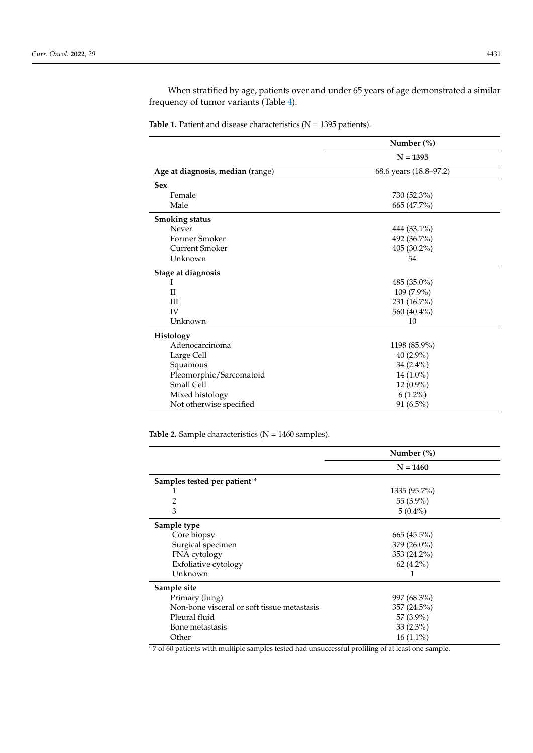When stratified by age, patients over and under 65 years of age demonstrated a similar frequency of tumor variants (Table 4).

**Table 1.** Patient and disease characteristics (N = 1395 patients).

| | Number (%) |
|---|---|
| | **N = 1395** |
| **Age at diagnosis, median** (range) | 68.6 years (18.8–97.2) |
| **Sex** | |
| Female | 730 (52.3%) |
| Male | 665 (47.7%) |
| **Smoking status** | |
| Never | 444 (33.1%) |
| Former Smoker | 492 (36.7%) |
| Current Smoker | 405 (30.2%) |
| Unknown | 54 |
| **Stage at diagnosis** | |
| I | 485 (35.0%) |
| II | 109 (7.9%) |
| III | 231 (16.7%) |
| IV | 560 (40.4%) |
| Unknown | 10 |
| **Histology** | |
| Adenocarcinoma | 1198 (85.9%) |
| Large Cell | 40 (2.9%) |
| Squamous | 34 (2.4%) |
| Pleomorphic/Sarcomatoid | 14 (1.0%) |
| Small Cell | 12 (0.9%) |
| Mixed histology | 6 (1.2%) |
| Not otherwise specified | 91 (6.5%) |

**Table 2.** Sample characteristics (N = 1460 samples).

| | Number (%) |
|---|---|
| | **N = 1460** |
| **Samples tested per patient** * | |
| 1 | 1335 (95.7%) |
| 2 | 55 (3.9%) |
| 3 | 5 (0.4%) |
| **Sample type** | |
| Core biopsy | 665 (45.5%) |
| Surgical specimen | 379 (26.0%) |
| FNA cytology | 353 (24.2%) |
| Exfoliative cytology | 62 (4.2%) |
| Unknown | 1 |
| **Sample site** | |
| Primary (lung) | 997 (68.3%) |
| Non-bone visceral or soft tissue metastasis | 357 (24.5%) |
| Pleural fluid | 57 (3.9%) |
| Bone metastasis | 33 (2.3%) |
| Other | 16 (1.1%) |

\* 7 of 60 patients with multiple samples tested had unsuccessful profiling of at least one sample.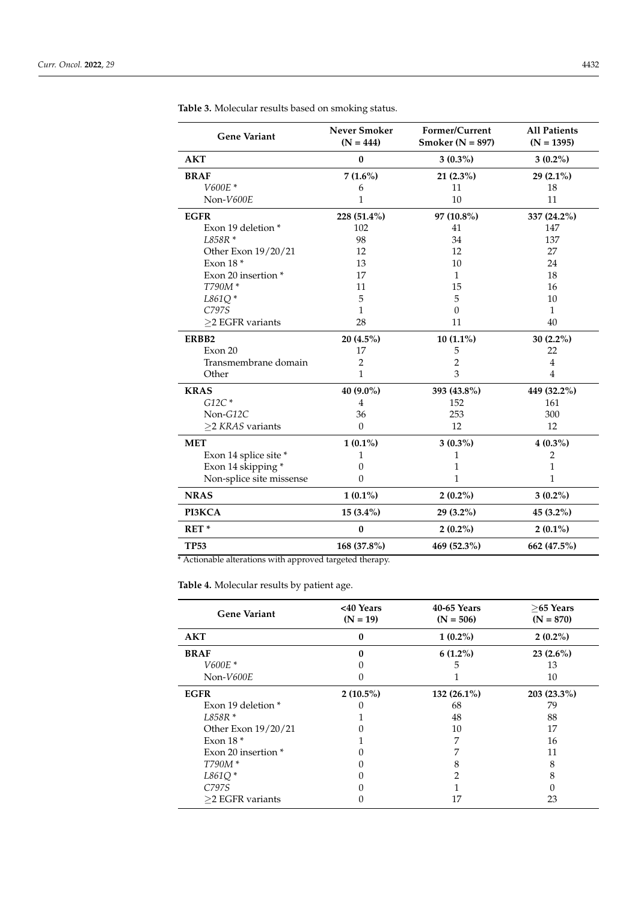**Table 3.** Molecular results based on smoking status.

| Gene Variant | Never Smoker (N = 444) | Former/Current Smoker (N = 897) | All Patients (N = 1395) |
|---|---|---|---|
| **AKT** | **0** | **3 (0.3%)** | **3 (0.2%)** |
| **BRAF** | **7 (1.6%)** | **21 (2.3%)** | **29 (2.1%)** |
| *V600E* * | 6 | 11 | 18 |
| Non-*V600E* | 1 | 10 | 11 |
| **EGFR** | **228 (51.4%)** | **97 (10.8%)** | **337 (24.2%)** |
| Exon 19 deletion * | 102 | 41 | 147 |
| *L858R* * | 98 | 34 | 137 |
| Other Exon 19/20/21 | 12 | 12 | 27 |
| Exon 18 * | 13 | 10 | 24 |
| Exon 20 insertion * | 17 | 1 | 18 |
| *T790M* * | 11 | 15 | 16 |
| *L861Q* * | 5 | 5 | 10 |
| *C797S* | 1 | 0 | 1 |
| ≥2 EGFR variants | 28 | 11 | 40 |
| **ERBB2** | **20 (4.5%)** | **10 (1.1%)** | **30 (2.2%)** |
| Exon 20 | 17 | 5 | 22 |
| Transmembrane domain | 2 | 2 | 4 |
| Other | 1 | 3 | 4 |
| **KRAS** | **40 (9.0%)** | **393 (43.8%)** | **449 (32.2%)** |
| *G12C* * | 4 | 152 | 161 |
| Non-*G12C* | 36 | 253 | 300 |
| ≥2 *KRAS* variants | 0 | 12 | 12 |
| **MET** | **1 (0.1%)** | **3 (0.3%)** | **4 (0.3%)** |
| Exon 14 splice site * | 1 | 1 | 2 |
| Exon 14 skipping * | 0 | 1 | 1 |
| Non-splice site missense | 0 | 1 | 1 |
| **NRAS** | **1 (0.1%)** | **2 (0.2%)** | **3 (0.2%)** |
| **PI3KCA** | **15 (3.4%)** | **29 (3.2%)** | **45 (3.2%)** |
| **RET** * | **0** | **2 (0.2%)** | **2 (0.1%)** |
| **TP53** | **168 (37.8%)** | **469 (52.3%)** | **662 (47.5%)** |

* Actionable alterations with approved targeted therapy.

**Table 4.** Molecular results by patient age.

| Gene Variant | <40 Years (N = 19) | 40-65 Years (N = 506) | ≥65 Years (N = 870) |
|---|---|---|---|
| **AKT** | **0** | **1 (0.2%)** | **2 (0.2%)** |
| **BRAF** | **0** | **6 (1.2%)** | **23 (2.6%)** |
| *V600E* * | 0 | 5 | 13 |
| Non-*V600E* | 0 | 1 | 10 |
| **EGFR** | **2 (10.5%)** | **132 (26.1%)** | **203 (23.3%)** |
| Exon 19 deletion * | 0 | 68 | 79 |
| *L858R* * | 1 | 48 | 88 |
| Other Exon 19/20/21 | 0 | 10 | 17 |
| Exon 18 * | 1 | 7 | 16 |
| Exon 20 insertion * | 0 | 7 | 11 |
| *T790M* * | 0 | 8 | 8 |
| *L861Q* * | 0 | 2 | 8 |
| *C797S* | 0 | 1 | 0 |
| ≥2 EGFR variants | 0 | 17 | 23 |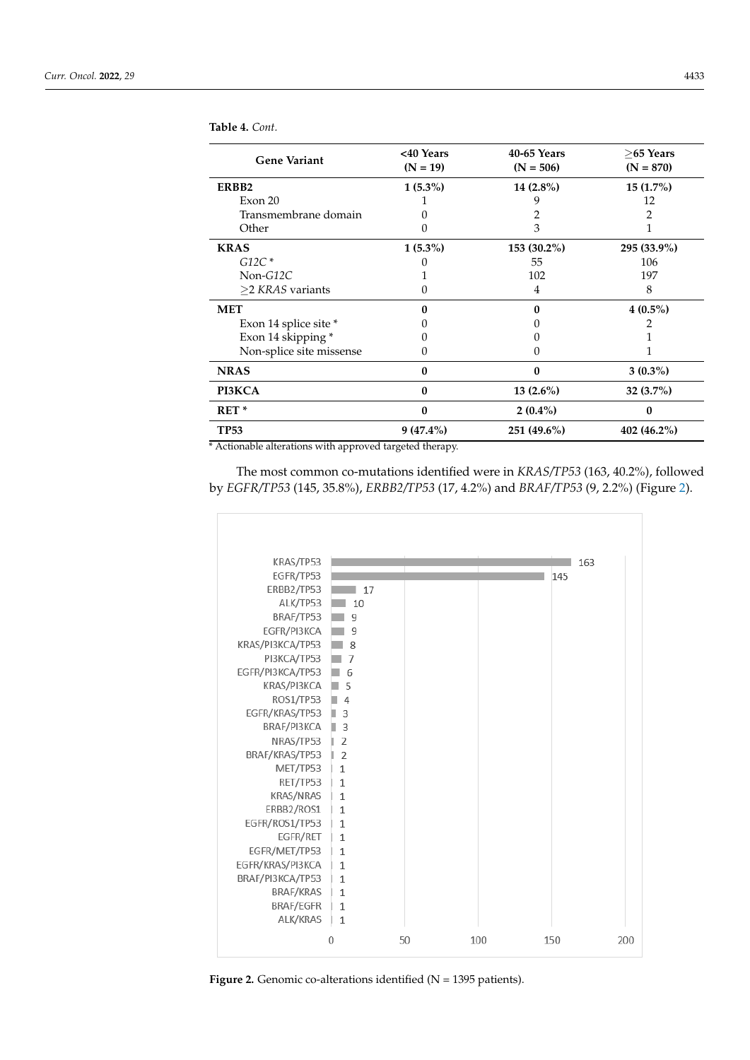**Table 4.** *Cont.*

| Gene Variant | <40 Years (N = 19) | 40-65 Years (N = 506) | ≥65 Years (N = 870) |
|---|---|---|---|
| **ERBB2** | **1 (5.3%)** | **14 (2.8%)** | **15 (1.7%)** |
| Exon 20 | 1 | 9 | 12 |
| Transmembrane domain | 0 | 2 | 2 |
| Other | 0 | 3 | 1 |
| **KRAS** | **1 (5.3%)** | **153 (30.2%)** | **295 (33.9%)** |
| *G12C* * | 0 | 55 | 106 |
| Non-*G12C* | 1 | 102 | 197 |
| ≥2 *KRAS* variants | 0 | 4 | 8 |
| **MET** | **0** | **0** | **4 (0.5%)** |
| Exon 14 splice site * | 0 | 0 | 2 |
| Exon 14 skipping * | 0 | 0 | 1 |
| Non-splice site missense | 0 | 0 | 1 |
| **NRAS** | **0** | **0** | **3 (0.3%)** |
| **PI3KCA** | **0** | **13 (2.6%)** | **32 (3.7%)** |
| **RET** * | **0** | **2 (0.4%)** | **0** |
| **TP53** | **9 (47.4%)** | **251 (49.6%)** | **402 (46.2%)** |

* Actionable alterations with approved targeted therapy.

The most common co-mutations identified were in *KRAS/TP53* (163, 40.2%), followed by *EGFR/TP53* (145, 35.8%), *ERBB2/TP53* (17, 4.2%) and *BRAF/TP53* (9, 2.2%) (Figure 2).

**Figure 2.** Genomic co-alterations identified (N = 1395 patients).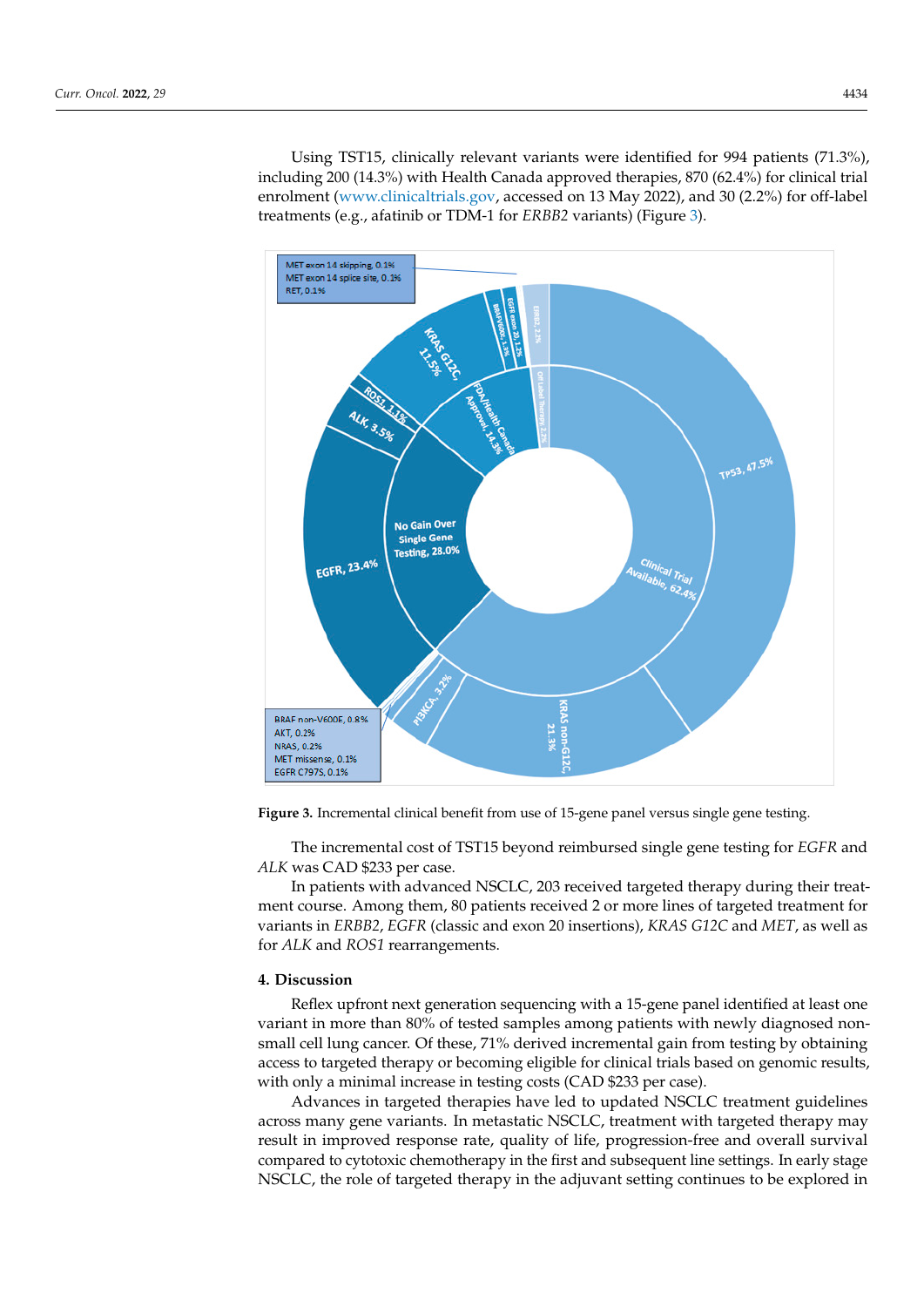Using TST15, clinically relevant variants were identified for 994 patients (71.3%), including 200 (14.3%) with Health Canada approved therapies, 870 (62.4%) for clinical trial enrolment (www.clinicaltrials.gov, accessed on 13 May 2022), and 30 (2.2%) for off-label treatments (e.g., afatinib or TDM-1 for *ERBB2* variants) (Figure 3).

**Figure 3.** Incremental clinical benefit from use of 15-gene panel versus single gene testing.

The incremental cost of TST15 beyond reimbursed single gene testing for *EGFR* and *ALK* was CAD $233 per case.

In patients with advanced NSCLC, 203 received targeted therapy during their treatment course. Among them, 80 patients received 2 or more lines of targeted treatment for variants in *ERBB2*, *EGFR* (classic and exon 20 insertions), *KRAS G12C* and *MET*, as well as for *ALK* and *ROS1* rearrangements.

## 4. Discussion

Reflex upfront next generation sequencing with a 15-gene panel identified at least one variant in more than 80% of tested samples among patients with newly diagnosed non-small cell lung cancer. Of these, 71% derived incremental gain from testing by obtaining access to targeted therapy or becoming eligible for clinical trials based on genomic results, with only a minimal increase in testing costs (CAD $233 per case).

Advances in targeted therapies have led to updated NSCLC treatment guidelines across many gene variants. In metastatic NSCLC, treatment with targeted therapy may result in improved response rate, quality of life, progression-free and overall survival compared to cytotoxic chemotherapy in the first and subsequent line settings. In early stage NSCLC, the role of targeted therapy in the adjuvant setting continues to be explored in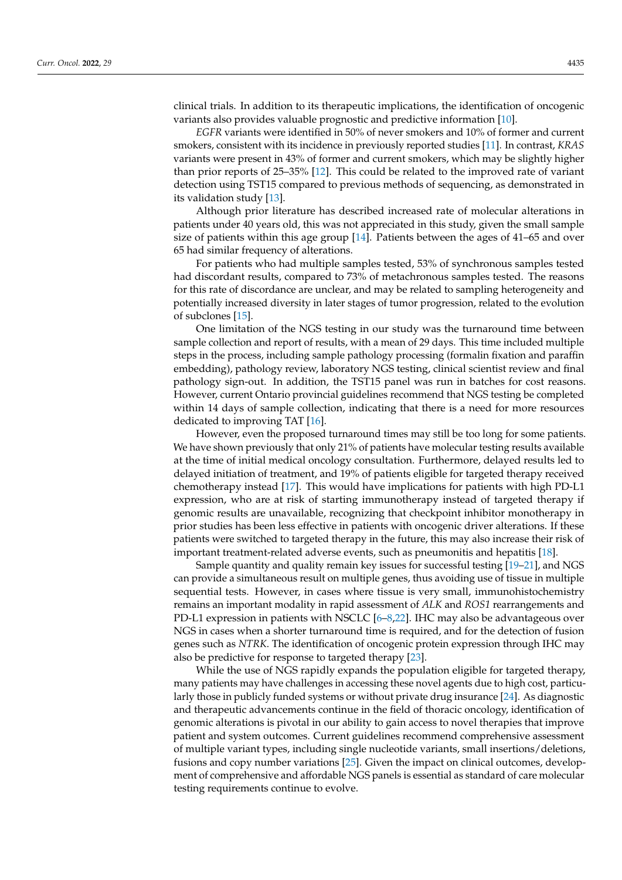clinical trials. In addition to its therapeutic implications, the identification of oncogenic variants also provides valuable prognostic and predictive information [10].

*EGFR* variants were identified in 50% of never smokers and 10% of former and current smokers, consistent with its incidence in previously reported studies [11]. In contrast, *KRAS* variants were present in 43% of former and current smokers, which may be slightly higher than prior reports of 25–35% [12]. This could be related to the improved rate of variant detection using TST15 compared to previous methods of sequencing, as demonstrated in its validation study [13].

Although prior literature has described increased rate of molecular alterations in patients under 40 years old, this was not appreciated in this study, given the small sample size of patients within this age group [14]. Patients between the ages of 41–65 and over 65 had similar frequency of alterations.

For patients who had multiple samples tested, 53% of synchronous samples tested had discordant results, compared to 73% of metachronous samples tested. The reasons for this rate of discordance are unclear, and may be related to sampling heterogeneity and potentially increased diversity in later stages of tumor progression, related to the evolution of subclones [15].

One limitation of the NGS testing in our study was the turnaround time between sample collection and report of results, with a mean of 29 days. This time included multiple steps in the process, including sample pathology processing (formalin fixation and paraffin embedding), pathology review, laboratory NGS testing, clinical scientist review and final pathology sign-out. In addition, the TST15 panel was run in batches for cost reasons. However, current Ontario provincial guidelines recommend that NGS testing be completed within 14 days of sample collection, indicating that there is a need for more resources dedicated to improving TAT [16].

However, even the proposed turnaround times may still be too long for some patients. We have shown previously that only 21% of patients have molecular testing results available at the time of initial medical oncology consultation. Furthermore, delayed results led to delayed initiation of treatment, and 19% of patients eligible for targeted therapy received chemotherapy instead [17]. This would have implications for patients with high PD-L1 expression, who are at risk of starting immunotherapy instead of targeted therapy if genomic results are unavailable, recognizing that checkpoint inhibitor monotherapy in prior studies has been less effective in patients with oncogenic driver alterations. If these patients were switched to targeted therapy in the future, this may also increase their risk of important treatment-related adverse events, such as pneumonitis and hepatitis [18].

Sample quantity and quality remain key issues for successful testing [19–21], and NGS can provide a simultaneous result on multiple genes, thus avoiding use of tissue in multiple sequential tests. However, in cases where tissue is very small, immunohistochemistry remains an important modality in rapid assessment of *ALK* and *ROS1* rearrangements and PD-L1 expression in patients with NSCLC [6–8,22]. IHC may also be advantageous over NGS in cases when a shorter turnaround time is required, and for the detection of fusion genes such as *NTRK*. The identification of oncogenic protein expression through IHC may also be predictive for response to targeted therapy [23].

While the use of NGS rapidly expands the population eligible for targeted therapy, many patients may have challenges in accessing these novel agents due to high cost, particularly those in publicly funded systems or without private drug insurance [24]. As diagnostic and therapeutic advancements continue in the field of thoracic oncology, identification of genomic alterations is pivotal in our ability to gain access to novel therapies that improve patient and system outcomes. Current guidelines recommend comprehensive assessment of multiple variant types, including single nucleotide variants, small insertions/deletions, fusions and copy number variations [25]. Given the impact on clinical outcomes, development of comprehensive and affordable NGS panels is essential as standard of care molecular testing requirements continue to evolve.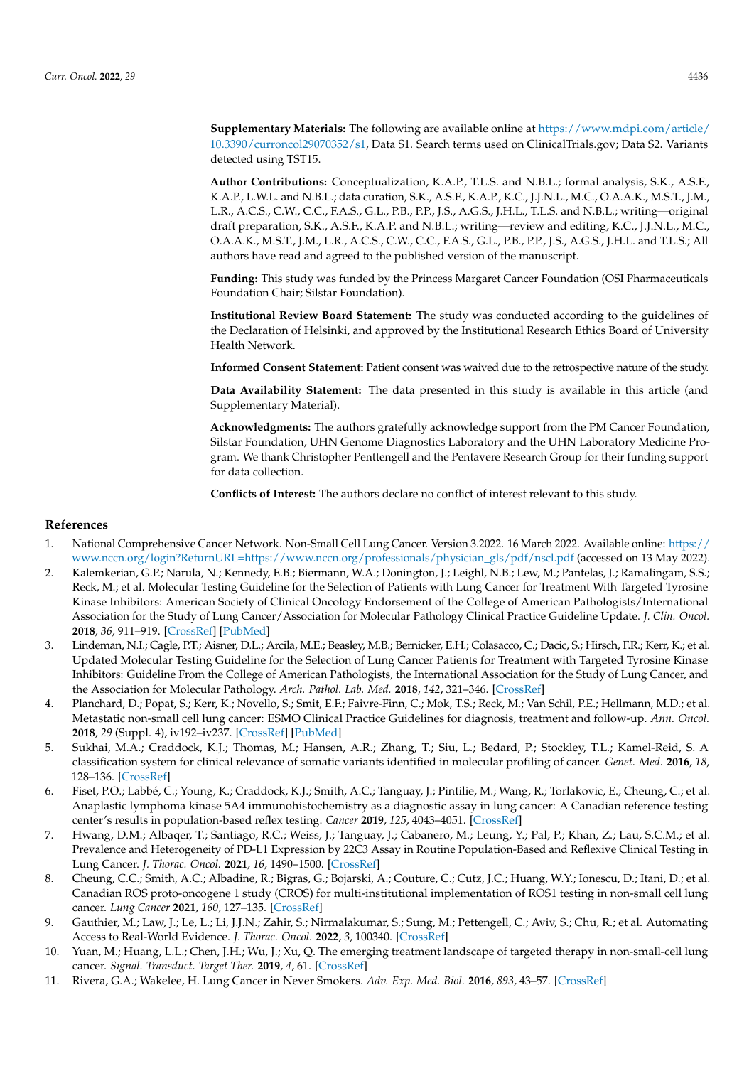**Supplementary Materials:** The following are available online at https://www.mdpi.com/article/10.3390/curroncol29070352/s1, Data S1. Search terms used on ClinicalTrials.gov; Data S2. Variants detected using TST15.

**Author Contributions:** Conceptualization, K.A.P., T.L.S. and N.B.L.; formal analysis, S.K., A.S.F., K.A.P., L.W.L. and N.B.L.; data curation, S.K., A.S.F., K.A.P., K.C., J.J.N.L., M.C., O.A.A.K., M.S.T., J.M., L.R., A.C.S., C.W., C.C., F.A.S., G.L., P.B., P.P., J.S., A.G.S., J.H.L., T.L.S. and N.B.L.; writing—original draft preparation, S.K., A.S.F., K.A.P. and N.B.L.; writing—review and editing, K.C., J.J.N.L., M.C., O.A.A.K., M.S.T., J.M., L.R., A.C.S., C.W., C.C., F.A.S., G.L., P.B., P.P., J.S., A.G.S., J.H.L. and T.L.S.; All authors have read and agreed to the published version of the manuscript.

**Funding:** This study was funded by the Princess Margaret Cancer Foundation (OSI Pharmaceuticals Foundation Chair; Silstar Foundation).

**Institutional Review Board Statement:** The study was conducted according to the guidelines of the Declaration of Helsinki, and approved by the Institutional Research Ethics Board of University Health Network.

**Informed Consent Statement:** Patient consent was waived due to the retrospective nature of the study.

**Data Availability Statement:** The data presented in this study is available in this article (and Supplementary Material).

**Acknowledgments:** The authors gratefully acknowledge support from the PM Cancer Foundation, Silstar Foundation, UHN Genome Diagnostics Laboratory and the UHN Laboratory Medicine Program. We thank Christopher Penttengell and the Pentavere Research Group for their funding support for data collection.

**Conflicts of Interest:** The authors declare no conflict of interest relevant to this study.

## References

1. National Comprehensive Cancer Network. Non-Small Cell Lung Cancer. Version 3.2022. 16 March 2022. Available online: https://www.nccn.org/login?ReturnURL=https://www.nccn.org/professionals/physician_gls/pdf/nscl.pdf (accessed on 13 May 2022).
2. Kalemkerian, G.P.; Narula, N.; Kennedy, E.B.; Biermann, W.A.; Donington, J.; Leighl, N.B.; Lew, M.; Pantelas, J.; Ramalingam, S.S.; Reck, M.; et al. Molecular Testing Guideline for the Selection of Patients with Lung Cancer for Treatment With Targeted Tyrosine Kinase Inhibitors: American Society of Clinical Oncology Endorsement of the College of American Pathologists/International Association for the Study of Lung Cancer/Association for Molecular Pathology Clinical Practice Guideline Update. *J. Clin. Oncol.* **2018**, *36*, 911–919. [CrossRef] [PubMed]
3. Lindeman, N.I.; Cagle, P.T.; Aisner, D.L.; Arcila, M.E.; Beasley, M.B.; Bernicker, E.H.; Colasacco, C.; Dacic, S.; Hirsch, F.R.; Kerr, K.; et al. Updated Molecular Testing Guideline for the Selection of Lung Cancer Patients for Treatment with Targeted Tyrosine Kinase Inhibitors: Guideline From the College of American Pathologists, the International Association for the Study of Lung Cancer, and the Association for Molecular Pathology. *Arch. Pathol. Lab. Med.* **2018**, *142*, 321–346. [CrossRef]
4. Planchard, D.; Popat, S.; Kerr, K.; Novello, S.; Smit, E.F.; Faivre-Finn, C.; Mok, T.S.; Reck, M.; Van Schil, P.E.; Hellmann, M.D.; et al. Metastatic non-small cell lung cancer: ESMO Clinical Practice Guidelines for diagnosis, treatment and follow-up. *Ann. Oncol.* **2018**, *29* (Suppl. 4), iv192–iv237. [CrossRef] [PubMed]
5. Sukhai, M.A.; Craddock, K.J.; Thomas, M.; Hansen, A.R.; Zhang, T.; Siu, L.; Bedard, P.; Stockley, T.L.; Kamel-Reid, S. A classification system for clinical relevance of somatic variants identified in molecular profiling of cancer. *Genet. Med.* **2016**, *18*, 128–136. [CrossRef]
6. Fiset, P.O.; Labbé, C.; Young, K.; Craddock, K.J.; Smith, A.C.; Tanguay, J.; Pintilie, M.; Wang, R.; Torlakovic, E.; Cheung, C.; et al. Anaplastic lymphoma kinase 5A4 immunohistochemistry as a diagnostic assay in lung cancer: A Canadian reference testing center's results in population-based reflex testing. *Cancer* **2019**, *125*, 4043–4051. [CrossRef]
7. Hwang, D.M.; Albaqer, T.; Santiago, R.C.; Weiss, J.; Tanguay, J.; Cabanero, M.; Leung, Y.; Pal, P.; Khan, Z.; Lau, S.C.M.; et al. Prevalence and Heterogeneity of PD-L1 Expression by 22C3 Assay in Routine Population-Based and Reflexive Clinical Testing in Lung Cancer. *J. Thorac. Oncol.* **2021**, *16*, 1490–1500. [CrossRef]
8. Cheung, C.C.; Smith, A.C.; Albadine, R.; Bigras, G.; Bojarski, A.; Couture, C.; Cutz, J.C.; Huang, W.Y.; Ionescu, D.; Itani, D.; et al. Canadian ROS proto-oncogene 1 study (CROS) for multi-institutional implementation of ROS1 testing in non-small cell lung cancer. *Lung Cancer* **2021**, *160*, 127–135. [CrossRef]
9. Gauthier, M.; Law, J.; Le, L.; Li, J.J.N.; Zahir, S.; Nirmalakumar, S.; Sung, M.; Pettengell, C.; Aviv, S.; Chu, R.; et al. Automating Access to Real-World Evidence. *J. Thorac. Oncol.* **2022**, *3*, 100340. [CrossRef]
10. Yuan, M.; Huang, L.L.; Chen, J.H.; Wu, J.; Xu, Q. The emerging treatment landscape of targeted therapy in non-small-cell lung cancer. *Signal. Transduct. Target Ther.* **2019**, *4*, 61. [CrossRef]
11. Rivera, G.A.; Wakelee, H. Lung Cancer in Never Smokers. *Adv. Exp. Med. Biol.* **2016**, *893*, 43–57. [CrossRef]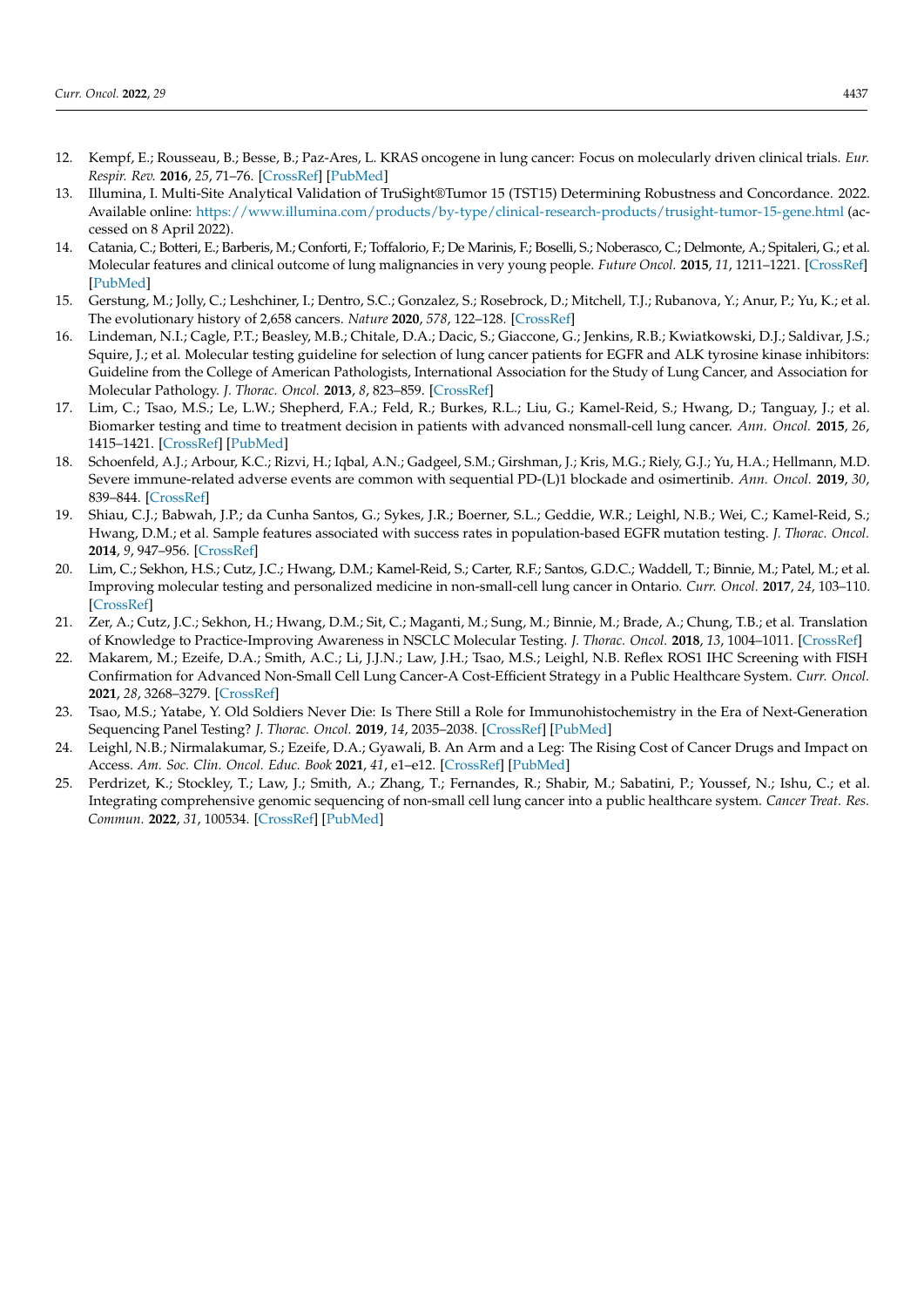12. Kempf, E.; Rousseau, B.; Besse, B.; Paz-Ares, L. KRAS oncogene in lung cancer: Focus on molecularly driven clinical trials. *Eur. Respir. Rev.* **2016**, *25*, 71–76. [CrossRef] [PubMed]
13. Illumina, I. Multi-Site Analytical Validation of TruSight®Tumor 15 (TST15) Determining Robustness and Concordance. 2022. Available online: https://www.illumina.com/products/by-type/clinical-research-products/trusight-tumor-15-gene.html (accessed on 8 April 2022).
14. Catania, C.; Botteri, E.; Barberis, M.; Conforti, F.; Toffalorio, F.; De Marinis, F.; Boselli, S.; Noberasco, C.; Delmonte, A.; Spitaleri, G.; et al. Molecular features and clinical outcome of lung malignancies in very young people. *Future Oncol.* **2015**, *11*, 1211–1221. [CrossRef] [PubMed]
15. Gerstung, M.; Jolly, C.; Leshchiner, I.; Dentro, S.C.; Gonzalez, S.; Rosebrock, D.; Mitchell, T.J.; Rubanova, Y.; Anur, P.; Yu, K.; et al. The evolutionary history of 2,658 cancers. *Nature* **2020**, *578*, 122–128. [CrossRef]
16. Lindeman, N.I.; Cagle, P.T.; Beasley, M.B.; Chitale, D.A.; Dacic, S.; Giaccone, G.; Jenkins, R.B.; Kwiatkowski, D.J.; Saldivar, J.S.; Squire, J.; et al. Molecular testing guideline for selection of lung cancer patients for EGFR and ALK tyrosine kinase inhibitors: Guideline from the College of American Pathologists, International Association for the Study of Lung Cancer, and Association for Molecular Pathology. *J. Thorac. Oncol.* **2013**, *8*, 823–859. [CrossRef]
17. Lim, C.; Tsao, M.S.; Le, L.W.; Shepherd, F.A.; Feld, R.; Burkes, R.L.; Liu, G.; Kamel-Reid, S.; Hwang, D.; Tanguay, J.; et al. Biomarker testing and time to treatment decision in patients with advanced nonsmall-cell lung cancer. *Ann. Oncol.* **2015**, *26*, 1415–1421. [CrossRef] [PubMed]
18. Schoenfeld, A.J.; Arbour, K.C.; Rizvi, H.; Iqbal, A.N.; Gadgeel, S.M.; Girshman, J.; Kris, M.G.; Riely, G.J.; Yu, H.A.; Hellmann, M.D. Severe immune-related adverse events are common with sequential PD-(L)1 blockade and osimertinib. *Ann. Oncol.* **2019**, *30*, 839–844. [CrossRef]
19. Shiau, C.J.; Babwah, J.P.; da Cunha Santos, G.; Sykes, J.R.; Boerner, S.L.; Geddie, W.R.; Leighl, N.B.; Wei, C.; Kamel-Reid, S.; Hwang, D.M.; et al. Sample features associated with success rates in population-based EGFR mutation testing. *J. Thorac. Oncol.* **2014**, *9*, 947–956. [CrossRef]
20. Lim, C.; Sekhon, H.S.; Cutz, J.C.; Hwang, D.M.; Kamel-Reid, S.; Carter, R.F.; Santos, G.D.C.; Waddell, T.; Binnie, M.; Patel, M.; et al. Improving molecular testing and personalized medicine in non-small-cell lung cancer in Ontario. *Curr. Oncol.* **2017**, *24*, 103–110. [CrossRef]
21. Zer, A.; Cutz, J.C.; Sekhon, H.; Hwang, D.M.; Sit, C.; Maganti, M.; Sung, M.; Binnie, M.; Brade, A.; Chung, T.B.; et al. Translation of Knowledge to Practice-Improving Awareness in NSCLC Molecular Testing. *J. Thorac. Oncol.* **2018**, *13*, 1004–1011. [CrossRef]
22. Makarem, M.; Ezeife, D.A.; Smith, A.C.; Li, J.J.N.; Law, J.H.; Tsao, M.S.; Leighl, N.B. Reflex ROS1 IHC Screening with FISH Confirmation for Advanced Non-Small Cell Lung Cancer-A Cost-Efficient Strategy in a Public Healthcare System. *Curr. Oncol.* **2021**, *28*, 3268–3279. [CrossRef]
23. Tsao, M.S.; Yatabe, Y. Old Soldiers Never Die: Is There Still a Role for Immunohistochemistry in the Era of Next-Generation Sequencing Panel Testing? *J. Thorac. Oncol.* **2019**, *14*, 2035–2038. [CrossRef] [PubMed]
24. Leighl, N.B.; Nirmalakumar, S.; Ezeife, D.A.; Gyawali, B. An Arm and a Leg: The Rising Cost of Cancer Drugs and Impact on Access. *Am. Soc. Clin. Oncol. Educ. Book* **2021**, *41*, e1–e12. [CrossRef] [PubMed]
25. Perdrizet, K.; Stockley, T.; Law, J.; Smith, A.; Zhang, T.; Fernandes, R.; Shabir, M.; Sabatini, P.; Youssef, N.; Ishu, C.; et al. Integrating comprehensive genomic sequencing of non-small cell lung cancer into a public healthcare system. *Cancer Treat. Res. Commun.* **2022**, *31*, 100534. [CrossRef] [PubMed]